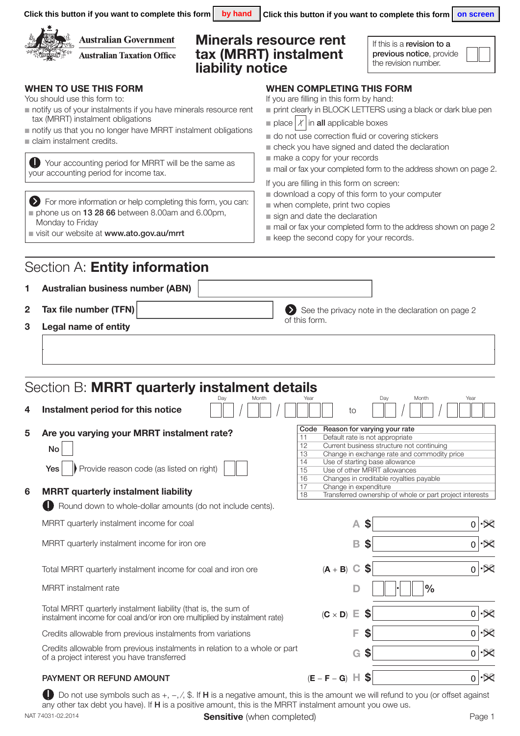Click this button if you want to complete this form **by hand** Click this button if you want to complete this form **on screen**

Australian Government
Australian Taxation Office

# Minerals resource rent tax (MRRT) instalment liability notice

If this is a **revision to a previous notice**, provide the revision number.

## WHEN TO USE THIS FORM

You should use this form to:

- notify us of your instalments if you have minerals resource rent tax (MRRT) instalment obligations
- notify us that you no longer have MRRT instalment obligations
- claim instalment credits.

Your accounting period for MRRT will be the same as your accounting period for income tax.

For more information or help completing this form, you can:

- phone us on **13 28 66** between 8.00am and 6.00pm, Monday to Friday
- visit our website at **www.ato.gov.au/mrrt**

## WHEN COMPLETING THIS FORM

If you are filling in this form by hand:

- print clearly in BLOCK LETTERS using a black or dark blue pen
- place X in **all** applicable boxes
- do not use correction fluid or covering stickers
- check you have signed and dated the declaration
- make a copy for your records
- mail or fax your completed form to the address shown on page 2.

If you are filling in this form on screen:

- download a copy of this form to your computer
- when complete, print two copies
- sign and date the declaration
- mail or fax your completed form to the address shown on page 2
- keep the second copy for your records.

## Section A: **Entity information**

**1 Australian business number (ABN)**

**2 Tax file number (TFN)**

See the privacy note in the declaration on page 2 of this form.

**3 Legal name of entity**

## Section B: **MRRT quarterly instalment details**

**4 Instalment period for this notice** Day / Month / Year to Day / Month / Year

**5 Are you varying your MRRT instalment rate?**

No

Yes Provide reason code (as listed on right)

| Code | Reason for varying your rate |
|---|---|
| 11 | Default rate is not appropriate |
| 12 | Current business structure not continuing |
| 13 | Change in exchange rate and commodity price |
| 14 | Use of starting base allowance |
| 15 | Use of other MRRT allowances |
| 16 | Changes in creditable royalties payable |
| 17 | Change in expenditure |
| 18 | Transferred ownership of whole or part project interests |

**6 MRRT quarterly instalment liability**

Round down to whole-dollar amounts (do not include cents).

| Item | | Label | Amount |
|---|---|---|---|
| MRRT quarterly instalment income for coal | | A | $ 0 .00 |
| MRRT quarterly instalment income for iron ore | | B | $ 0 .00 |
| Total MRRT quarterly instalment income for coal and iron ore | (**A** + **B**) | C | $ 0 .00 |
| MRRT instalment rate | | D | . % |
| Total MRRT quarterly instalment liability (that is, the sum of instalment income for coal and/or iron ore multiplied by instalment rate) | (**C** × **D**) | E | $ 0 .00 |
| Credits allowable from previous instalments from variations | | F | $ 0 .00 |
| Credits allowable from previous instalments in relation to a whole or part of a project interest you have transferred | | G | $ 0 .00 |
| PAYMENT OR REFUND AMOUNT | (**E** – **F** – **G**) | H | $ 0 .00 |

Do not use symbols such as +, –, /, $. If **H** is a negative amount, this is the amount we will refund to you (or offset against any other tax debt you have). If **H** is a positive amount, this is the MRRT instalment amount you owe us.

NAT 74031-02.2014

**Sensitive** (when completed)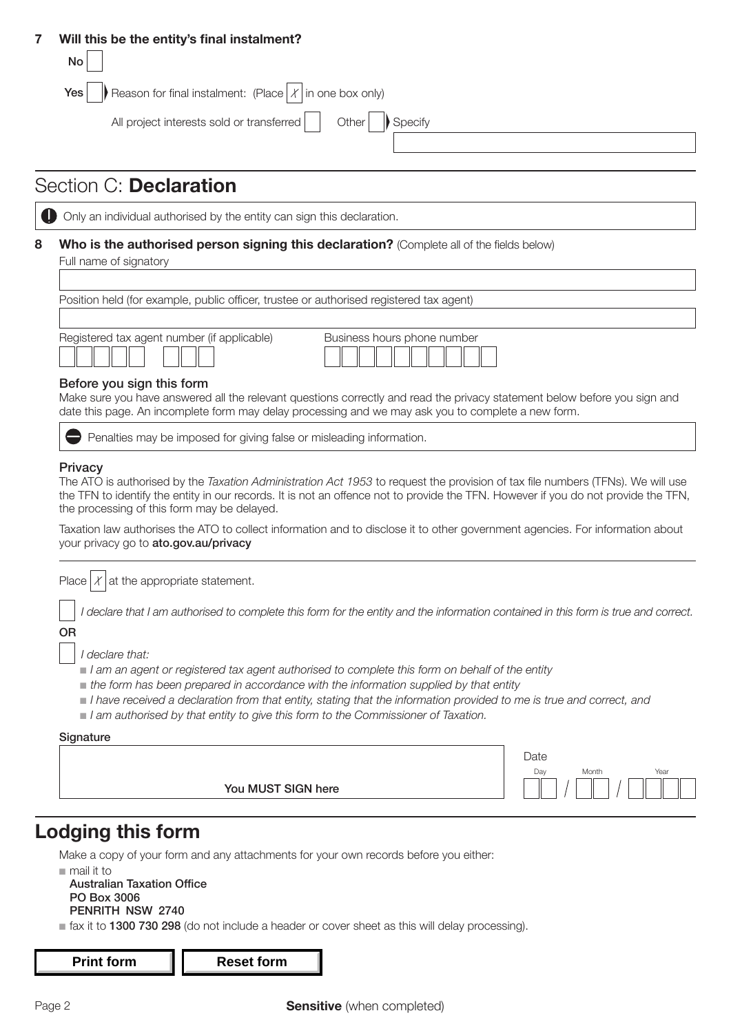**7 Will this be the entity's final instalment?**

No ☐

Yes ☐ Reason for final instalment: (Place X in one box only)

All project interests sold or transferred ☐ Other ☐ Specify

## Section C: **Declaration**

Only an individual authorised by the entity can sign this declaration.

**8 Who is the authorised person signing this declaration?** (Complete all of the fields below)

Full name of signatory

Position held (for example, public officer, trustee or authorised registered tax agent)

Registered tax agent number (if applicable)

Business hours phone number

### Before you sign this form

Make sure you have answered all the relevant questions correctly and read the privacy statement below before you sign and date this page. An incomplete form may delay processing and we may ask you to complete a new form.

Penalties may be imposed for giving false or misleading information.

### Privacy

The ATO is authorised by the *Taxation Administration Act 1953* to request the provision of tax file numbers (TFNs). We will use the TFN to identify the entity in our records. It is not an offence not to provide the TFN. However if you do not provide the TFN, the processing of this form may be delayed.

Taxation law authorises the ATO to collect information and to disclose it to other government agencies. For information about your privacy go to **ato.gov.au/privacy**

Place X at the appropriate statement.

☐ *I declare that I am authorised to complete this form for the entity and the information contained in this form is true and correct.*

**OR**

☐ *I declare that:*

- *I am an agent or registered tax agent authorised to complete this form on behalf of the entity*
- *the form has been prepared in accordance with the information supplied by that entity*
- *I have received a declaration from that entity, stating that the information provided to me is true and correct, and*
- *I am authorised by that entity to give this form to the Commissioner of Taxation.*

**Signature**

**You MUST SIGN here**

Date

Day / Month / Year

## Lodging this form

Make a copy of your form and any attachments for your own records before you either:

- mail it to
  **Australian Taxation Office**
  **PO Box 3006**
  **PENRITH NSW 2740**
- fax it to **1300 730 298** (do not include a header or cover sheet as this will delay processing).

**Print form** **Reset form**

**Sensitive** (when completed)